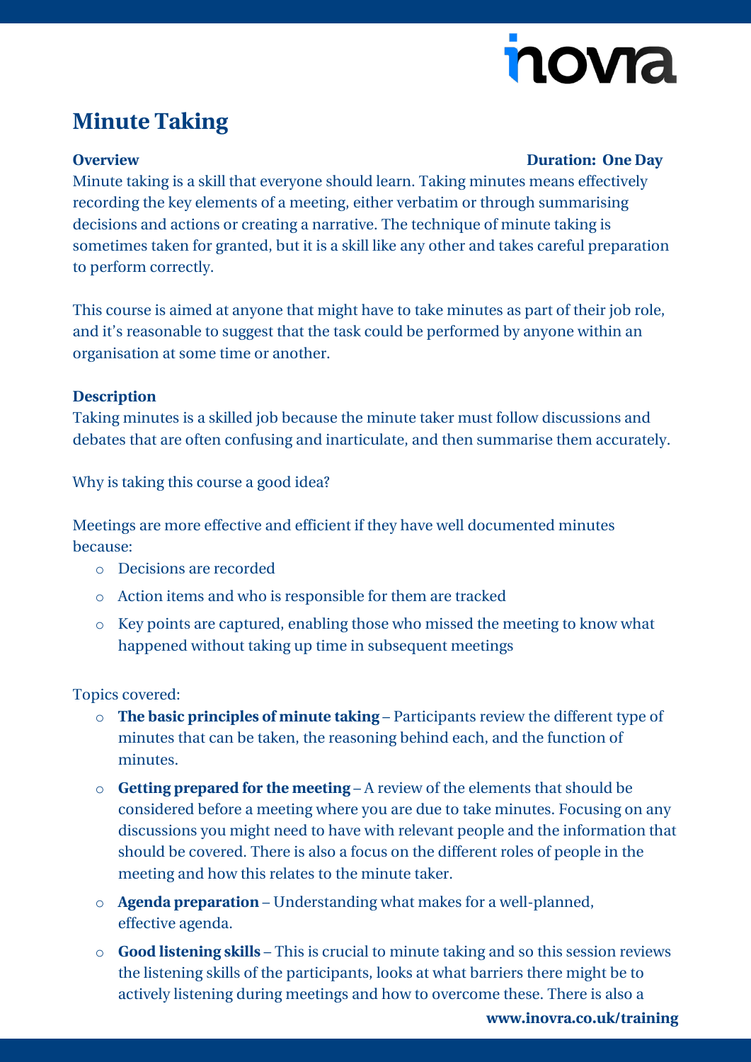# Minute Taking

**Overview** **Duration: One Day**

Minute taking is a skill that everyone should learn. Taking minutes means effectively recording the key elements of a meeting, either verbatim or through summarising decisions and actions or creating a narrative. The technique of minute taking is sometimes taken for granted, but it is a skill like any other and takes careful preparation to perform correctly.

This course is aimed at anyone that might have to take minutes as part of their job role, and it's reasonable to suggest that the task could be performed by anyone within an organisation at some time or another.

**Description**

Taking minutes is a skilled job because the minute taker must follow discussions and debates that are often confusing and inarticulate, and then summarise them accurately.

Why is taking this course a good idea?

Meetings are more effective and efficient if they have well documented minutes because:

- Decisions are recorded
- Action items and who is responsible for them are tracked
- Key points are captured, enabling those who missed the meeting to know what happened without taking up time in subsequent meetings

Topics covered:

- **The basic principles of minute taking** – Participants review the different type of minutes that can be taken, the reasoning behind each, and the function of minutes.
- **Getting prepared for the meeting** – A review of the elements that should be considered before a meeting where you are due to take minutes. Focusing on any discussions you might need to have with relevant people and the information that should be covered. There is also a focus on the different roles of people in the meeting and how this relates to the minute taker.
- **Agenda preparation** – Understanding what makes for a well-planned, effective agenda.
- **Good listening skills** – This is crucial to minute taking and so this session reviews the listening skills of the participants, looks at what barriers there might be to actively listening during meetings and how to overcome these. There is also a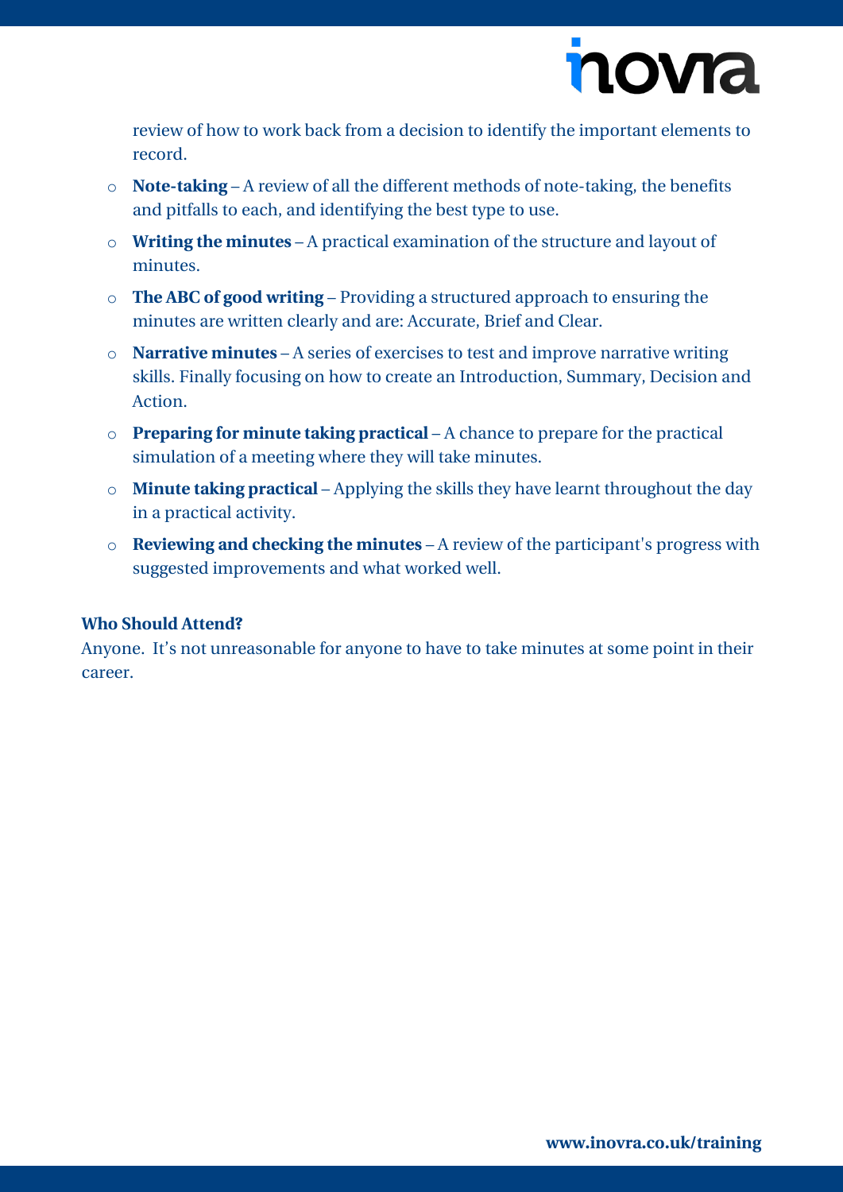review of how to work back from a decision to identify the important elements to record.

- **Note-taking** – A review of all the different methods of note-taking, the benefits and pitfalls to each, and identifying the best type to use.
- **Writing the minutes** – A practical examination of the structure and layout of minutes.
- **The ABC of good writing** – Providing a structured approach to ensuring the minutes are written clearly and are: Accurate, Brief and Clear.
- **Narrative minutes** – A series of exercises to test and improve narrative writing skills. Finally focusing on how to create an Introduction, Summary, Decision and Action.
- **Preparing for minute taking practical** – A chance to prepare for the practical simulation of a meeting where they will take minutes.
- **Minute taking practical** – Applying the skills they have learnt throughout the day in a practical activity.
- **Reviewing and checking the minutes** – A review of the participant's progress with suggested improvements and what worked well.

**Who Should Attend?**

Anyone. It's not unreasonable for anyone to have to take minutes at some point in their career.